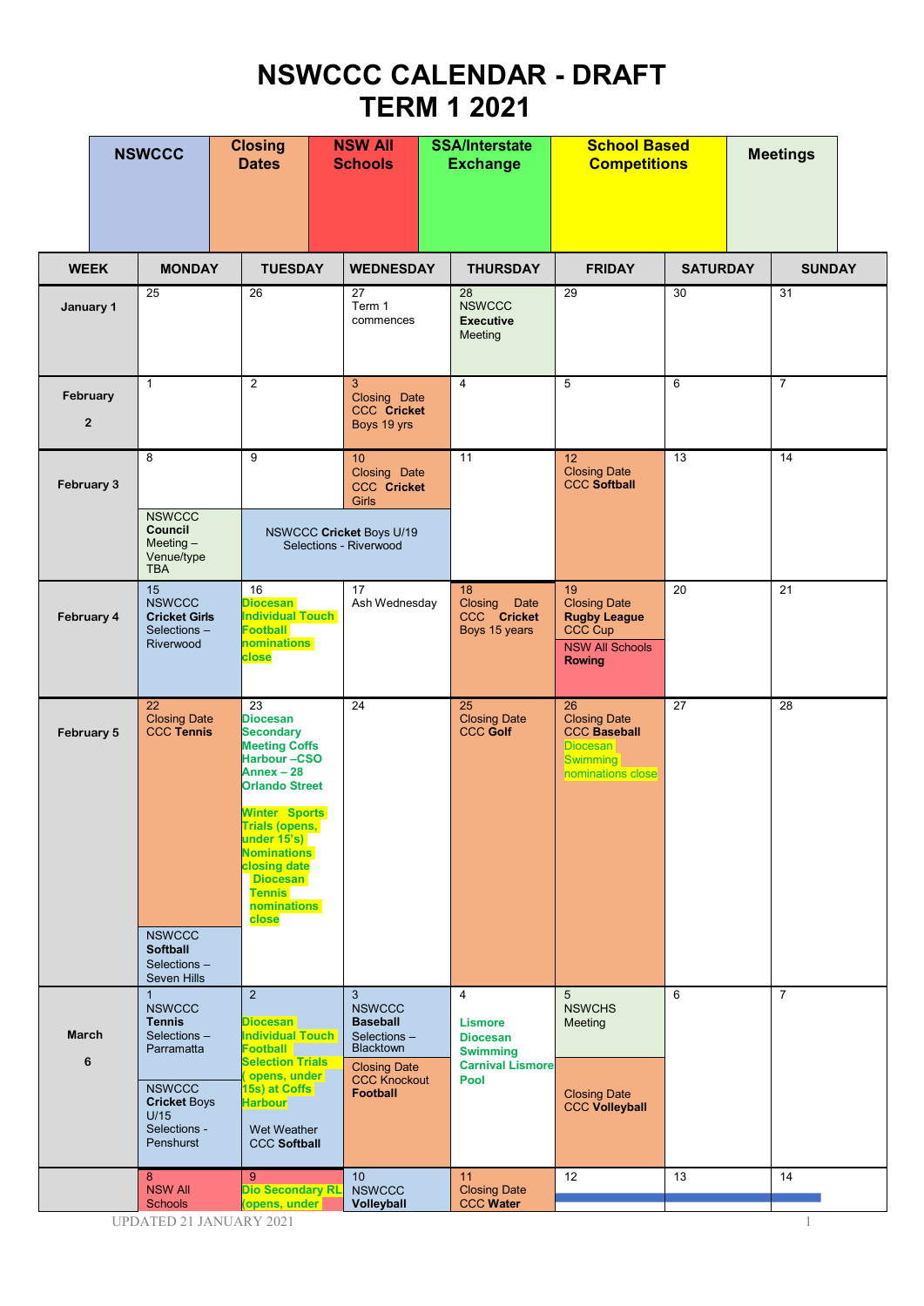# NSWCCC CALENDAR - DRAFT
# TERM 1 2021

| NSWCCC | Closing Dates | NSW All Schools | SSA/Interstate Exchange | School Based Competitions | Meetings |
|---|---|---|---|---|---|

| WEEK | MONDAY | TUESDAY | WEDNESDAY | THURSDAY | FRIDAY | SATURDAY | SUNDAY |
|---|---|---|---|---|---|---|---|
| January 1 | 25 | 26 | 27 Term 1 commences | 28 NSWCCC **Executive** Meeting | 29 | 30 | 31 |
| February 2 | 1 | 2 | 3 Closing Date CCC **Cricket** Boys 19 yrs | 4 | 5 | 6 | 7 |
| February 3 | 8<br>NSWCCC **Council** Meeting – Venue/type TBA | 9<br>NSWCCC **Cricket** Boys U/19 Selections - Riverwood | 10 Closing Date CCC **Cricket** Girls<br>NSWCCC **Cricket** Boys U/19 Selections - Riverwood | 11 | 12 Closing Date CCC **Softball** | 13 | 14 |
| February 4 | 15 NSWCCC **Cricket Girls** Selections – Riverwood | 16 **Diocesan Individual Touch Football nominations close** | 17 Ash Wednesday | 18 Closing Date CCC **Cricket** Boys 15 years | 19 Closing Date **Rugby League** CCC Cup<br>NSW All Schools **Rowing** | 20 | 21 |
| February 5 | 22 Closing Date CCC **Tennis**<br>NSWCCC **Softball** Selections – Seven Hills | 23 **Diocesan Secondary Meeting Coffs Harbour –CSO Annex – 28 Orlando Street**<br>**Winter Sports Trials (opens, under 15's) Nominations closing date Diocesan Tennis nominations close** | 24 | 25 Closing Date CCC **Golf** | 26 Closing Date CCC **Baseball**<br>Diocesan Swimming nominations close | 27 | 28 |
| March 6 | 1 NSWCCC **Tennis** Selections – Parramatta<br>NSWCCC **Cricket** Boys U/15 Selections - Penshurst | 2 **Diocesan Individual Touch Football Selection Trials ( opens, under 15s) at Coffs Harbour**<br>Wet Weather CCC **Softball** | 3 NSWCCC **Baseball** Selections – Blacktown<br>Closing Date CCC Knockout **Football** | 4 **Lismore Diocesan Swimming Carnival Lismore Pool** | 5 NSWCHS Meeting<br>Closing Date CCC **Volleyball** | 6 | 7 |
| | 8 NSW All Schools | 9 **Dio Secondary RL (opens, under** | 10 NSWCCC **Volleyball** | 11 Closing Date CCC **Water** | 12 | 13 | 14 |

UPDATED 21 JANUARY 2021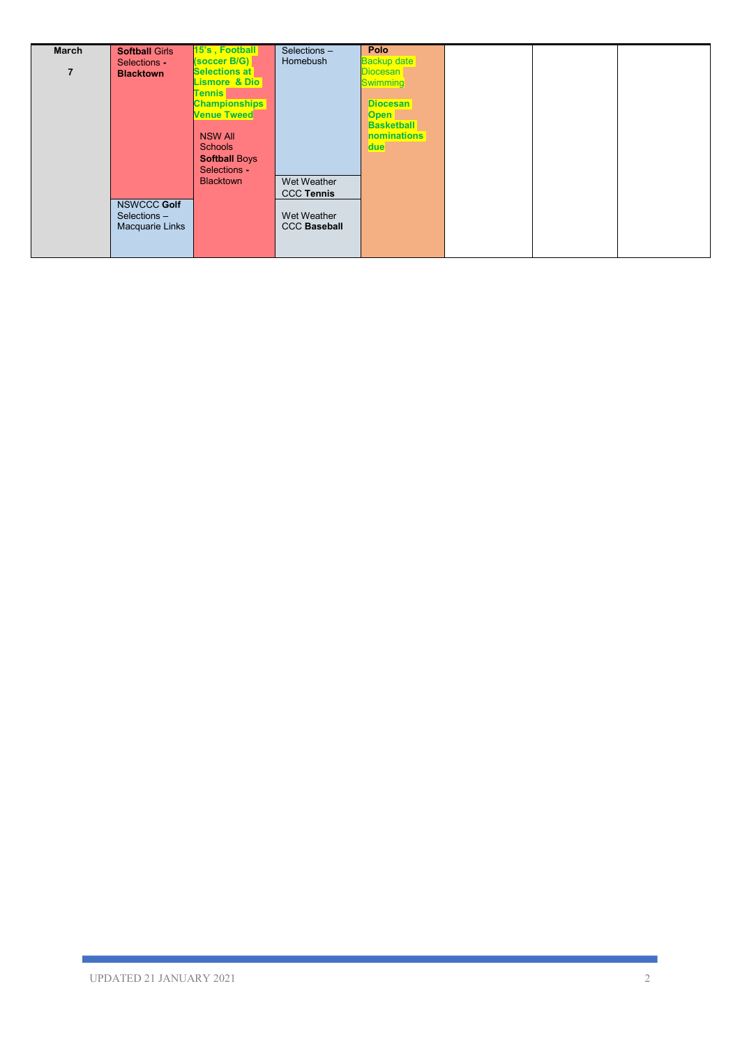| March 7 | **Softball** Girls Selections - **Blacktown**<br><br>NSWCCC **Golf** Selections – Macquarie Links | **15's , Football (soccer B/G) Selections at Lismore & Dio Tennis Championships Venue Tweed**<br><br>NSW All Schools **Softball** Boys Selections - Blacktown | Selections – Homebush<br><br>Wet Weather CCC **Tennis**<br><br>Wet Weather CCC **Baseball** | **Polo**<br>Backup date Diocesan Swimming<br><br>**Diocesan Open Basketball nominations due** | | | |
|---|---|---|---|---|---|---|---|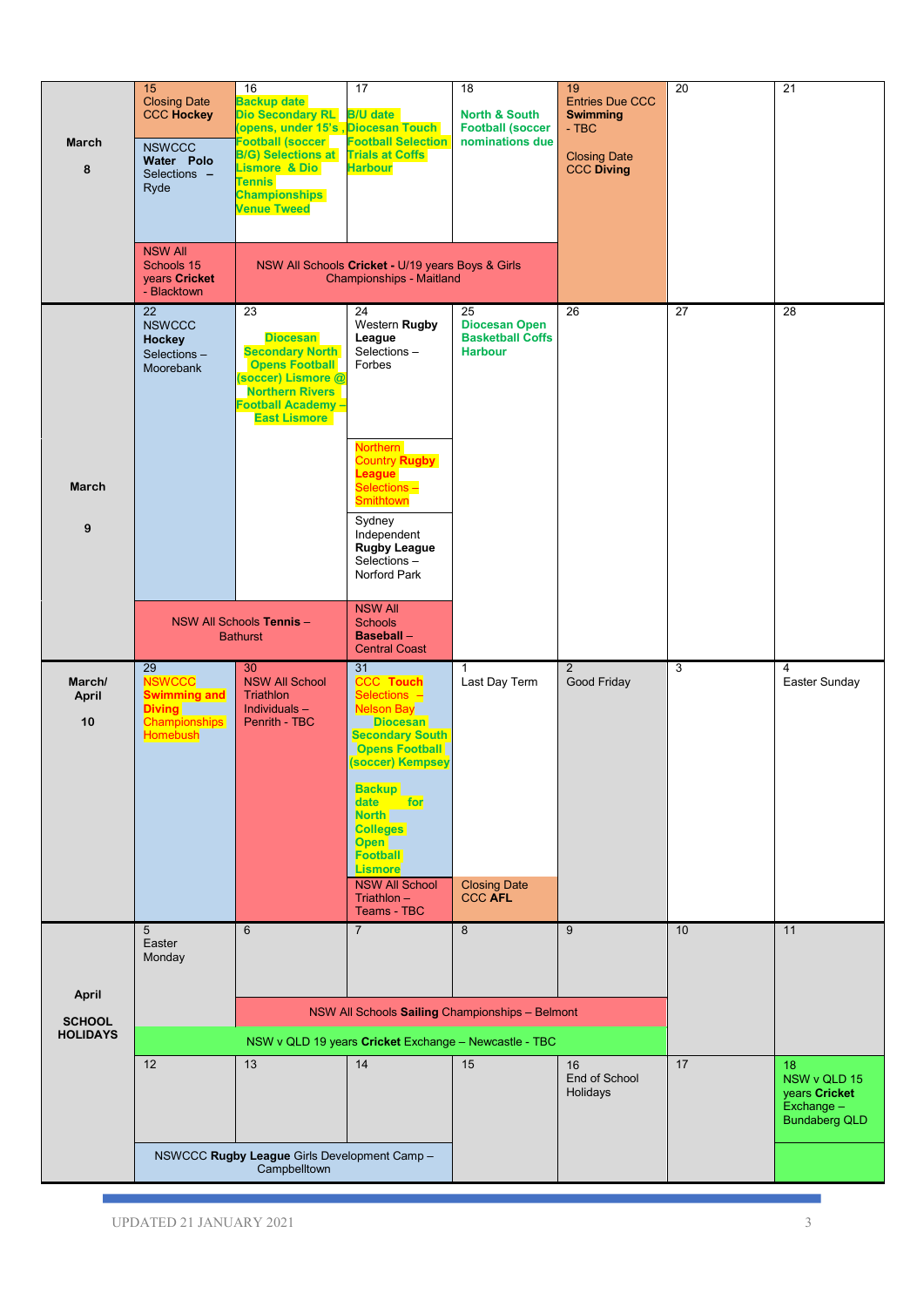| Week | Mon | Tue | Wed | Thu | Fri | Sat | Sun |
|---|---|---|---|---|---|---|---|
| March 8 | 15 Closing Date CCC **Hockey**<br>NSWCCC **Water Polo** Selections – Ryde<br>NSW All Schools 15 years **Cricket** - Blacktown | 16 Backup date Dio Secondary RL (opens, under 15's , Football (soccer B/G) Selections at Lismore & Dio Tennis Championships Venue Tweed | 17 B/U date Diocesan Touch Football Selection Trials at Coffs Harbour | 18 North & South Football (soccer nominations due | 19 Entries Due CCC **Swimming** - TBC<br>Closing Date CCC **Diving** | 20 | 21 |
| | | NSW All Schools **Cricket** - U/19 years Boys & Girls Championships - Maitland | | | | | |
| March 9 | 22 NSWCCC **Hockey** Selections – Moorebank | 23 Diocesan Secondary North Opens Football (soccer) Lismore @ Northern Rivers Football Academy – East Lismore | 24 Western **Rugby League** Selections – Forbes<br>Northern Country **Rugby League** Selections – Smithtown<br>Sydney Independent **Rugby League** Selections – Norford Park | 25 Diocesan Open Basketball Coffs Harbour | 26 | 27 | 28 |
| | NSW All Schools **Tennis** – Bathurst | | NSW All Schools **Baseball** – Central Coast | | | | |
| March/ April 10 | 29 NSWCCC **Swimming and Diving** Championships Homebush | 30 NSW All School Triathlon Individuals – Penrith - TBC | 31 CCC **Touch** Selections – Nelson Bay<br>Diocesan Secondary South Opens Football (soccer) Kempsey<br>Backup date for North Colleges Open Football Lismore<br>NSW All School Triathlon – Teams - TBC | 1 Last Day Term<br>Closing Date CCC **AFL** | 2 Good Friday | 3 | 4 Easter Sunday |
| April SCHOOL HOLIDAYS | 5 Easter Monday | 6 | 7 | 8 | 9 | 10 | 11 |
| | | NSW All Schools **Sailing** Championships – Belmont | | | | | |
| | NSW v QLD 19 years **Cricket** Exchange – Newcastle - TBC | | | | | | |
| | 12 | 13 | 14 | 15 | 16 End of School Holidays | 17 | 18 NSW v QLD 15 years **Cricket** Exchange – Bundaberg QLD |
| | NSWCCC **Rugby League** Girls Development Camp – Campbelltown | | | | | | |

UPDATED 21 JANUARY 2021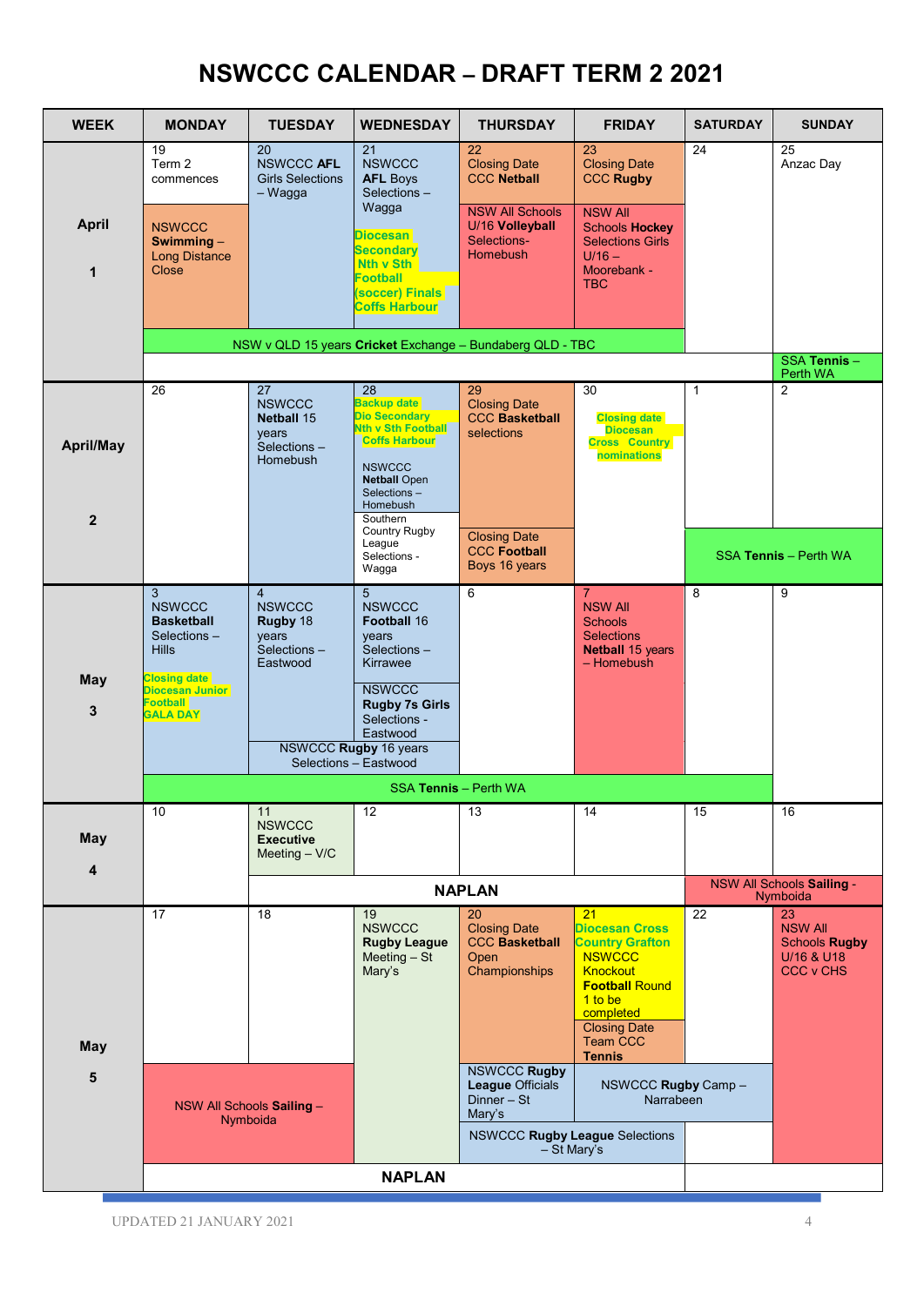# NSWCCC CALENDAR – DRAFT TERM 2 2021

| WEEK | MONDAY | TUESDAY | WEDNESDAY | THURSDAY | FRIDAY | SATURDAY | SUNDAY |
|---|---|---|---|---|---|---|---|
| April 1 | 19 Term 2 commences<br><br>NSWCCC **Swimming** – Long Distance Close | 20 NSWCCC **AFL** Girls Selections – Wagga | 21 NSWCCC **AFL** Boys Selections – Wagga<br><br>**Diocesan Secondary Nth v Sth Football (soccer) Finals Coffs Harbour** | 22 Closing Date CCC **Netball**<br><br>NSW All Schools U/16 **Volleyball** Selections- Homebush | 23 Closing Date CCC **Rugby**<br><br>NSW All Schools **Hockey** Selections Girls U/16 – Moorebank - TBC | 24 | 25 Anzac Day<br><br>SSA **Tennis** – Perth WA |
| | NSW v QLD 15 years **Cricket** Exchange – Bundaberg QLD - TBC (Mon–Fri) | | | | | | |
| April/May 2 | 26 | 27 NSWCCC **Netball** 15 years Selections – Homebush | 28 **Backup date Dio Secondary Nth v Sth Football Coffs Harbour**<br><br>NSWCCC **Netball** Open Selections – Homebush<br><br>Southern Country Rugby League Selections - Wagga | 29 Closing Date CCC **Basketball** selections<br><br>Closing Date CCC **Football** Boys 16 years | 30 **Closing date Diocesan Cross Country nominations** | 1 | 2 |
| | | | | | | SSA **Tennis** – Perth WA (Sat–Sun) | |
| May 3 | 3 NSWCCC **Basketball** Selections – Hills<br><br>**Closing date Diocesan Junior Football GALA DAY** | 4 NSWCCC **Rugby** 18 years Selections – Eastwood | 5 NSWCCC **Football** 16 years Selections – Kirrawee<br><br>NSWCCC **Rugby 7s Girls** Selections - Eastwood | 6 | 7 NSW All Schools Selections **Netball** 15 years – Homebush | 8 | 9 |
| | | NSWCCC **Rugby** 16 years Selections – Eastwood (Tue–Wed) | | | | | |
| | SSA **Tennis** – Perth WA (Mon–Sat) | | | | | | |
| May 4 | 10 | 11 NSWCCC **Executive** Meeting – V/C | 12 | 13 | 14 | 15 | 16 |
| | | **NAPLAN** (Tue–Fri) | | | | NSW All Schools **Sailing** - Nymboida (Sat–Sun) | |
| May 5 | 17 | 18 | 19 NSWCCC **Rugby League** Meeting – St Mary's | 20 Closing Date CCC **Basketball** Open Championships | 21 **Diocesan Cross Country Grafton**<br><br>NSWCCC Knockout **Football** Round 1 to be completed<br><br>Closing Date Team CCC **Tennis** | 22 | 23 NSW All Schools **Rugby** U/16 & U18 CCC v CHS |
| | NSW All Schools **Sailing** – Nymboida (Mon–Tue) | | | NSWCCC **Rugby League** Officials Dinner – St Mary's | NSWCCC **Rugby** Camp – Narrabeen (Fri–Sat) | | |
| | | | | NSWCCC **Rugby League** Selections – St Mary's (Thu–Fri) | | | |
| | **NAPLAN** (Mon–Fri) | | | | | | |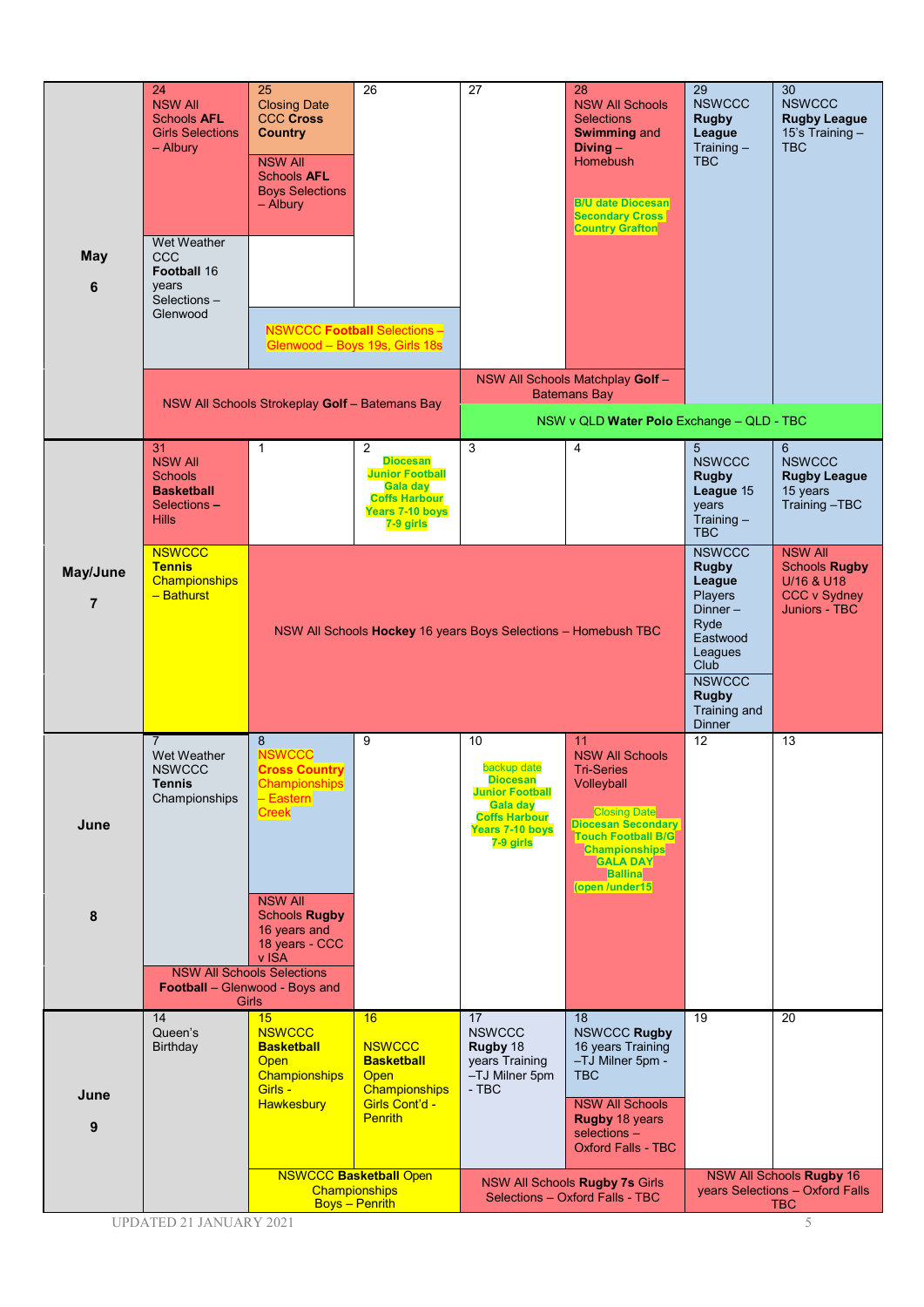| Week | Mon | Tue | Wed | Thu | Fri | Sat | Sun |
|---|---|---|---|---|---|---|---|
| **May 6** | 24 NSW All Schools **AFL** Girls Selections – Albury<br><br>Wet Weather CCC **Football** 16 years Selections – Glenwood | 25 Closing Date CCC **Cross Country**<br><br>NSW All Schools **AFL** Boys Selections – Albury<br><br>NSWCCC **Football** Selections – Glenwood – Boys 19s, Girls 18s (Tue–Wed) | 26 | 27 | 28 NSW All Schools Selections **Swimming** and **Diving** – Homebush<br><br>B/U date Diocesan Secondary Cross Country Grafton | 29 NSWCCC **Rugby League** Training – TBC | 30 NSWCCC **Rugby League** 15's Training – TBC |
| | NSW All Schools Strokeplay **Golf** – Batemans Bay (Mon–Wed) | | | NSW All Schools Matchplay **Golf** – Batemans Bay (Thu–Fri)<br><br>NSW v QLD **Water Polo** Exchange – QLD - TBC (Thu–Sun) | | | |
| **May/June 7** | 31 NSW All Schools **Basketball** Selections – Hills<br><br>NSWCCC **Tennis** Championships – Bathurst | 1 | 2 Diocesan Junior Football Gala day Coffs Harbour Years 7-10 boys 7-9 girls | 3 | 4 | 5 NSWCCC **Rugby League** 15 years Training – TBC<br><br>NSWCCC **Rugby League** Players Dinner – Ryde Eastwood Leagues Club<br><br>NSWCCC **Rugby** Training and Dinner | 6 NSWCCC **Rugby League** 15 years Training –TBC<br><br>NSW All Schools **Rugby** U/16 & U18 CCC v Sydney Juniors - TBC |
| | | NSW All Schools **Hockey** 16 years Boys Selections – Homebush TBC (Tue–Fri) | | | | | |
| **June 8** | 7 Wet Weather NSWCCC **Tennis** Championships | 8 NSWCCC **Cross Country** Championships – Eastern Creek<br><br>NSW All Schools **Rugby** 16 years and 18 years - CCC v ISA | 9 | 10 backup date Diocesan Junior Football Gala day Coffs Harbour Years 7-10 boys 7-9 girls | 11 NSW All Schools Tri-Series Volleyball<br><br>Closing Date Diocesan Secondary Touch Football B/G Championships GALA DAY Ballina (open /under15 | 12 | 13 |
| | NSW All Schools Selections **Football** – Glenwood - Boys and Girls (Mon–Tue) | | | | | | |
| **June 9** | 14 Queen's Birthday | 15 NSWCCC **Basketball** Open Championships Girls - Hawkesbury | 16 NSWCCC **Basketball** Open Championships Girls Cont'd - Penrith | 17 NSWCCC **Rugby** 18 years Training –TJ Milner 5pm - TBC | 18 NSWCCC **Rugby** 16 years Training –TJ Milner 5pm - TBC<br><br>NSW All Schools **Rugby** 18 years selections – Oxford Falls - TBC | 19 | 20 |
| | | NSWCCC **Basketball** Open Championships Boys – Penrith (Tue–Wed) | | NSW All Schools **Rugby 7s** Girls Selections – Oxford Falls - TBC (Thu–Fri) | | NSW All Schools **Rugby** 16 years Selections – Oxford Falls TBC (Sat–Sun) | |

UPDATED 21 JANUARY 2021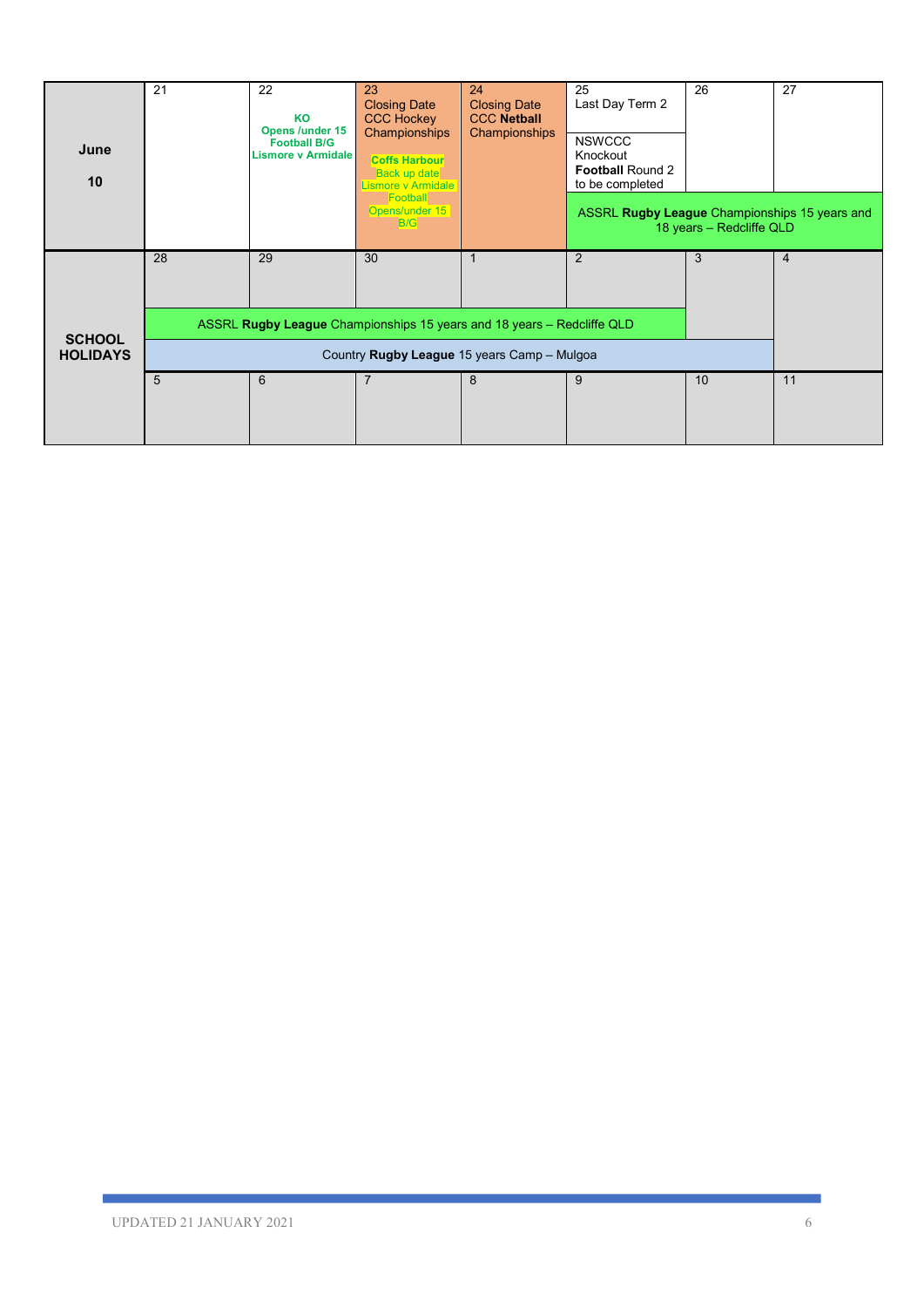| | | | | | | | |
|---|---|---|---|---|---|---|---|
| **June**<br><br>**10** | 21 | 22<br>**KO Opens /under 15 Football B/G Lismore v Armidale** | 23<br>Closing Date CCC Hockey Championships<br><br>**Coffs Harbour** Back up date Lismore v Armidale Football Opens/under 15 B/G | 24<br>Closing Date CCC **Netball** Championships | 25<br>Last Day Term 2<br><br>NSWCCC Knockout **Football** Round 2 to be completed | 26 | 27 |
| | | | | | ASSRL **Rugby League** Championships 15 years and 18 years – Redcliffe QLD | | |
| **SCHOOL HOLIDAYS** | 28 | 29 | 30 | 1 | 2 | 3 | 4 |
| | ASSRL **Rugby League** Championships 15 years and 18 years – Redcliffe QLD | | | | | | |
| | Country **Rugby League** 15 years Camp – Mulgoa | | | | | | |
| | 5 | 6 | 7 | 8 | 9 | 10 | 11 |

UPDATED 21 JANUARY 2021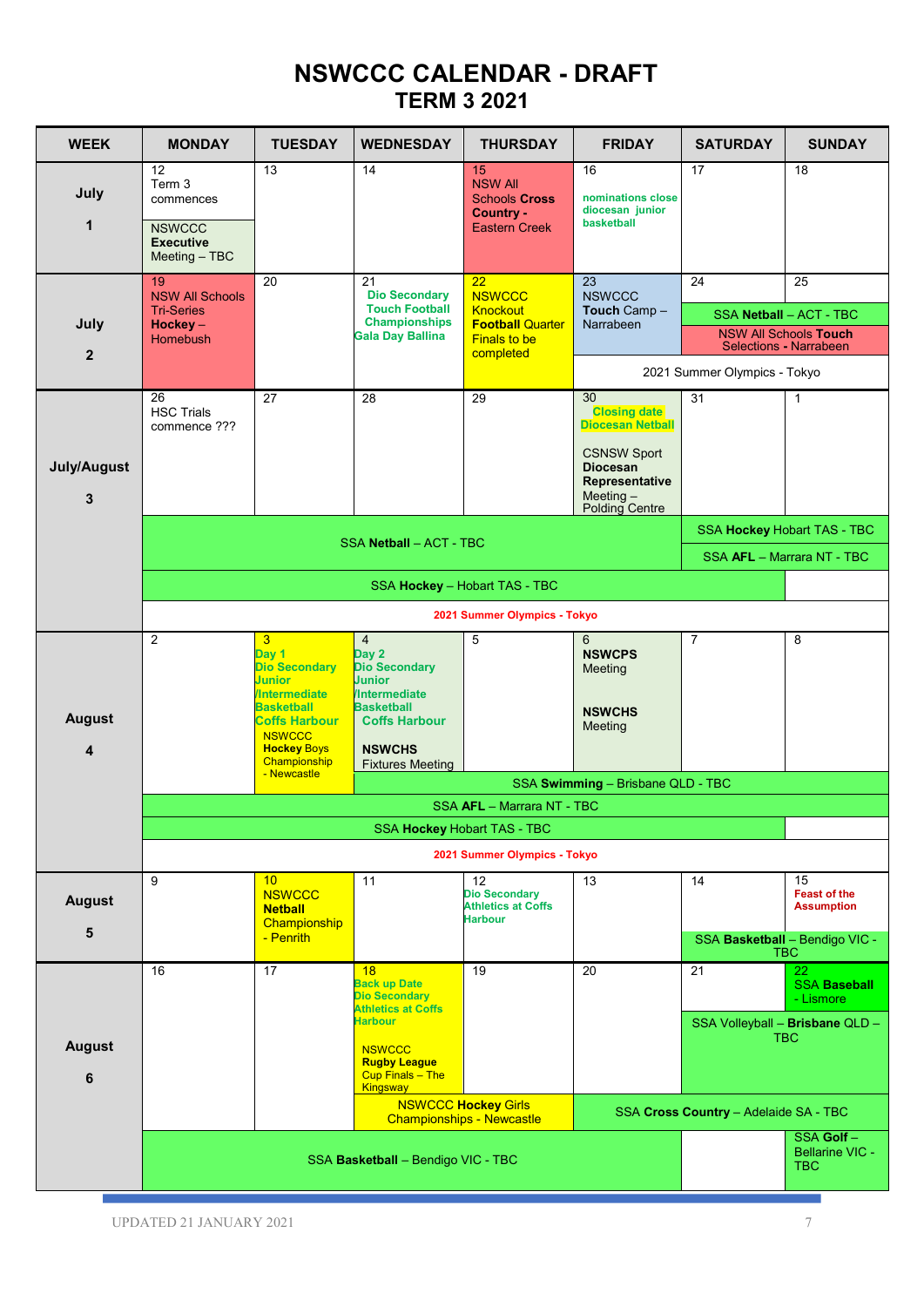# NSWCCC CALENDAR - DRAFT
## TERM 3 2021

| WEEK | MONDAY | TUESDAY | WEDNESDAY | THURSDAY | FRIDAY | SATURDAY | SUNDAY |
|---|---|---|---|---|---|---|---|
| July 1 | 12 Term 3 commences<br>NSWCCC **Executive** Meeting – TBC | 13 | 14 | 15 NSW All Schools **Cross Country** - Eastern Creek | 16 nominations close diocesan junior basketball | 17 | 18 |
| July 2 | 19 NSW All Schools Tri-Series **Hockey** – Homebush | 20 | 21 Dio Secondary Touch Football Championships Gala Day Ballina | 22 NSWCCC Knockout **Football** Quarter Finals to be completed | 23 NSWCCC **Touch** Camp – Narrabeen | 24 SSA **Netball** – ACT - TBC<br>NSW All Schools **Touch** Selections - Narrabeen | 25 SSA **Netball** – ACT - TBC<br>NSW All Schools **Touch** Selections - Narrabeen |
| | | | | | 2021 Summer Olympics - Tokyo | 2021 Summer Olympics - Tokyo | 2021 Summer Olympics - Tokyo |
| July/August 3 | 26 HSC Trials commence ??? | 27 | 28 | 29 | 30 Closing date Diocesan Netball<br>CSNSW Sport **Diocesan Representative** Meeting – Polding Centre | 31 | 1 |
| | SSA **Netball** – ACT - TBC | SSA **Netball** – ACT - TBC | SSA **Netball** – ACT - TBC | SSA **Netball** – ACT - TBC | SSA **Netball** – ACT - TBC | SSA **Hockey** Hobart TAS - TBC<br>SSA **AFL** – Marrara NT - TBC | SSA **Hockey** Hobart TAS - TBC<br>SSA **AFL** – Marrara NT - TBC |
| | SSA **Hockey** – Hobart TAS - TBC | SSA **Hockey** – Hobart TAS - TBC | SSA **Hockey** – Hobart TAS - TBC | SSA **Hockey** – Hobart TAS - TBC | SSA **Hockey** – Hobart TAS - TBC | SSA **Hockey** – Hobart TAS - TBC | |
| | 2021 Summer Olympics - Tokyo | 2021 Summer Olympics - Tokyo | 2021 Summer Olympics - Tokyo | 2021 Summer Olympics - Tokyo | 2021 Summer Olympics - Tokyo | 2021 Summer Olympics - Tokyo | 2021 Summer Olympics - Tokyo |
| August 4 | 2 | 3 Day 1 Dio Secondary Junior /Intermediate Basketball Coffs Harbour<br>NSWCCC **Hockey** Boys Championship - Newcastle | 4 Day 2 Dio Secondary Junior /Intermediate Basketball Coffs Harbour<br>**NSWCHS** Fixtures Meeting | 5 | 6 **NSWCPS** Meeting<br>**NSWCHS** Meeting | 7 | 8 |
| | | | SSA **Swimming** – Brisbane QLD - TBC | SSA **Swimming** – Brisbane QLD - TBC | SSA **Swimming** – Brisbane QLD - TBC | SSA **Swimming** – Brisbane QLD - TBC | SSA **Swimming** – Brisbane QLD - TBC |
| | SSA **AFL** – Marrara NT - TBC | SSA **AFL** – Marrara NT - TBC | SSA **AFL** – Marrara NT - TBC | SSA **AFL** – Marrara NT - TBC | SSA **AFL** – Marrara NT - TBC | SSA **AFL** – Marrara NT - TBC | SSA **AFL** – Marrara NT - TBC |
| | SSA **Hockey** Hobart TAS - TBC | SSA **Hockey** Hobart TAS - TBC | SSA **Hockey** Hobart TAS - TBC | SSA **Hockey** Hobart TAS - TBC | SSA **Hockey** Hobart TAS - TBC | SSA **Hockey** Hobart TAS - TBC | |
| | 2021 Summer Olympics - Tokyo | 2021 Summer Olympics - Tokyo | 2021 Summer Olympics - Tokyo | 2021 Summer Olympics - Tokyo | 2021 Summer Olympics - Tokyo | 2021 Summer Olympics - Tokyo | 2021 Summer Olympics - Tokyo |
| August 5 | 9 | 10 NSWCCC **Netball** Championship - Penrith | 11 | 12 Dio Secondary Athletics at Coffs Harbour | 13 | 14 SSA **Basketball** – Bendigo VIC - TBC | 15 Feast of the Assumption<br>SSA **Basketball** – Bendigo VIC - TBC |
| August 6 | 16 | 17 | 18 Back up Date Dio Secondary Athletics at Coffs Harbour<br>NSWCCC **Rugby League** Cup Finals – The Kingsway | 19 | 20 | 21 SSA Volleyball – **Brisbane** QLD – TBC | 22 SSA Baseball - Lismore<br>SSA Volleyball – **Brisbane** QLD – TBC |
| | | | NSWCCC **Hockey** Girls Championships - Newcastle | NSWCCC **Hockey** Girls Championships - Newcastle | SSA **Cross Country** – Adelaide SA - TBC | SSA **Cross Country** – Adelaide SA - TBC | SSA **Cross Country** – Adelaide SA - TBC |
| | SSA **Basketball** – Bendigo VIC - TBC | SSA **Basketball** – Bendigo VIC - TBC | SSA **Basketball** – Bendigo VIC - TBC | SSA **Basketball** – Bendigo VIC - TBC | SSA **Basketball** – Bendigo VIC - TBC | | SSA **Golf** – Bellarine VIC - TBC |

UPDATED 21 JANUARY 2021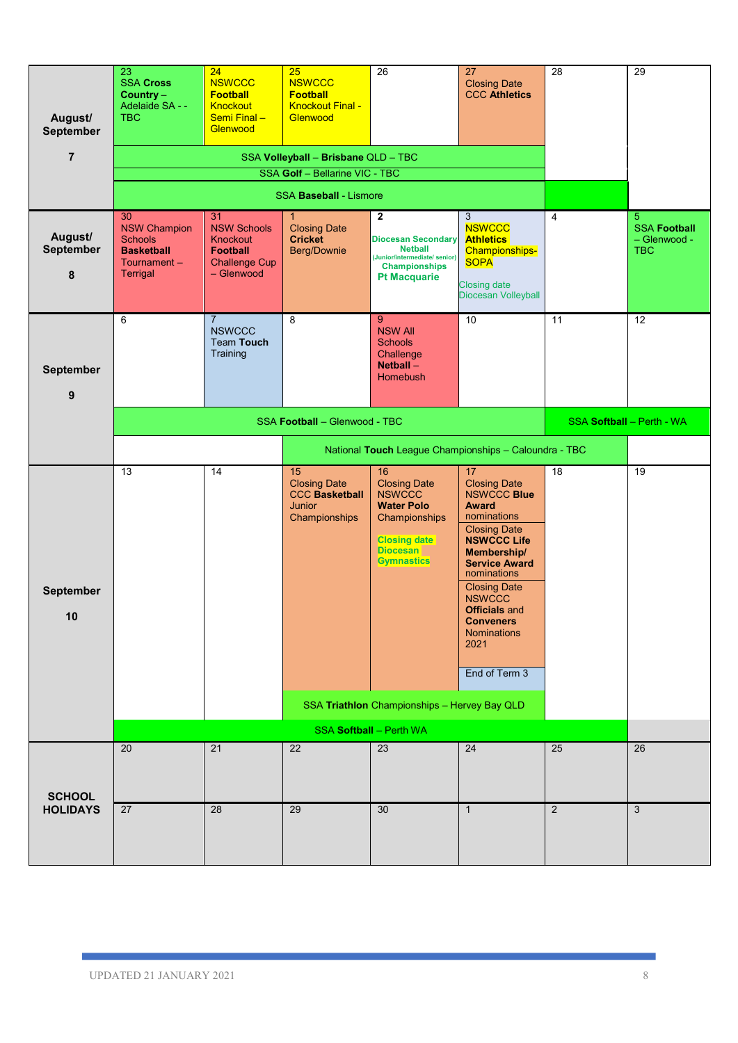| Week | Mon | Tue | Wed | Thu | Fri | Sat | Sun |
|---|---|---|---|---|---|---|---|
| August/ September 7 | 23 **SSA Cross Country** – Adelaide SA - - TBC | 24 NSWCCC **Football** Knockout Semi Final – Glenwood | 25 NSWCCC **Football** Knockout Final - Glenwood | 26 | 27 Closing Date CCC **Athletics** | 28 | 29 |
| | SSA **Volleyball** – **Brisbane** QLD – TBC | | | | | | |
| | SSA **Golf** – Bellarine VIC - TBC | | | | | | |
| | SSA **Baseball** - Lismore | | | | | | |
| August/ September 8 | 30 NSW Champion Schools **Basketball** Tournament – Terrigal | 31 NSW Schools Knockout **Football** Challenge Cup – Glenwood | 1 Closing Date **Cricket** Berg/Downie | **2** **Diocesan Secondary Netball** (Junior/intermediate/ senior) **Championships Pt Macquarie** | 3 NSWCCC **Athletics** Championships- SOPA Closing date Diocesan Volleyball | 4 | 5 **SSA Football** – Glenwood - TBC |
| September 9 | 6 | 7 NSWCCC Team **Touch** Training | 8 | 9 NSW All Schools Challenge **Netball** – Homebush | 10 | 11 | 12 |
| | SSA **Football** – Glenwood - TBC | | | | | SSA **Softball** – Perth - WA | |
| | | National **Touch** League Championships – Caloundra - TBC | | | | | |
| September 10 | 13 | 14 | 15 Closing Date CCC **Basketball** Junior Championships | 16 Closing Date NSWCCC **Water Polo** Championships **Closing date Diocesan Gymnastics** | 17 Closing Date NSWCCC **Blue Award** nominations Closing Date **NSWCCC Life Membership/ Service Award** nominations Closing Date NSWCCC **Officials** and **Conveners** Nominations 2021 End of Term 3 | 18 | 19 |
| | | | SSA **Triathlon** Championships – Hervey Bay QLD | | | | |
| | SSA **Softball** – Perth WA | | | | | | |
| SCHOOL HOLIDAYS | 20 | 21 | 22 | 23 | 24 | 25 | 26 |
| | 27 | 28 | 29 | 30 | 1 | 2 | 3 |

UPDATED 21 JANUARY 2021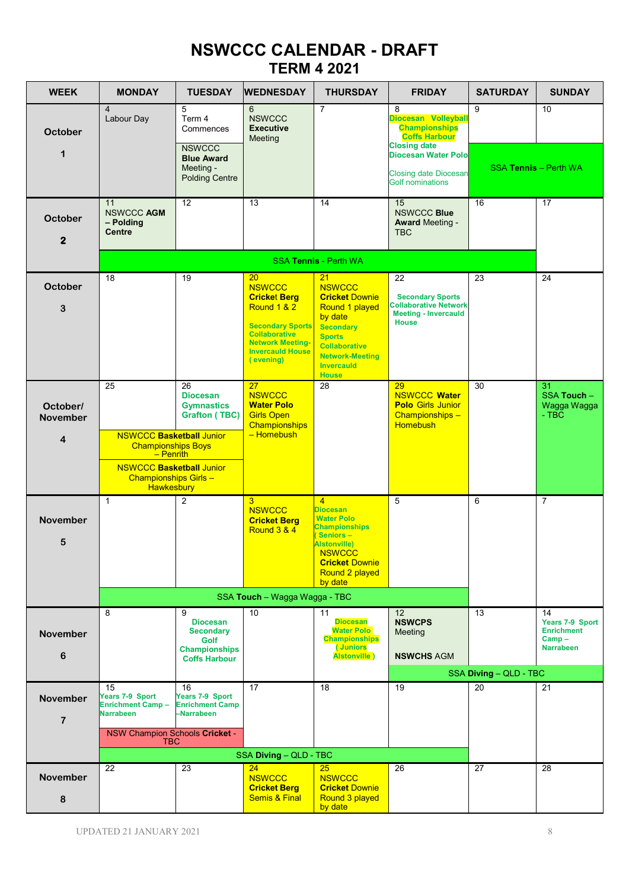# NSWCCC CALENDAR - DRAFT
## TERM 4 2021

| WEEK | MONDAY | TUESDAY | WEDNESDAY | THURSDAY | FRIDAY | SATURDAY | SUNDAY |
|---|---|---|---|---|---|---|---|
| October 1 | 4 Labour Day | 5 Term 4 Commences<br>NSWCCC **Blue Award** Meeting - Polding Centre | 6 NSWCCC **Executive** Meeting | 7 | 8 **Diocesan Volleyball Championships Coffs Harbour**<br>**Closing date Diocesan Water Polo**<br>Closing date Diocesan Golf nominations | 9<br>SSA **Tennis** – Perth WA | 10 |
| October 2 | 11 NSWCCC **AGM – Polding Centre**<br>SSA **Tennis** - Perth WA | 12 | 13 | 14 | 15 NSWCCC **Blue Award** Meeting - TBC | 16 | 17 |
| October 3 | 18 | 19 | 20 NSWCCC **Cricket Berg** Round 1 & 2<br>**Secondary Sports Collaborative Network Meeting- Invercauld House ( evening)** | 21 NSWCCC **Cricket** Downie Round 1 played by date<br>**Secondary Sports Collaborative Network-Meeting Invercauld House** | 22 **Secondary Sports Collaborative Network Meeting - Invercauld House** | 23 | 24 |
| October/ November 4 | 25<br>NSWCCC **Basketball** Junior Championships Boys – Penrith<br>NSWCCC **Basketball** Junior Championships Girls – Hawkesbury | 26 **Diocesan Gymnastics Grafton ( TBC)** | 27 NSWCCC **Water Polo** Girls Open Championships – Homebush | 28 | 29 NSWCCC **Water Polo** Girls Junior Championships – Homebush | 30 | 31 SSA **Touch** – Wagga Wagga - TBC |
| November 5 | 1<br>SSA **Touch** – Wagga Wagga - TBC | 2 | 3 NSWCCC **Cricket Berg** Round 3 & 4 | 4 **Diocesan Water Polo Championships ( Seniors – Alstonville)**<br>NSWCCC **Cricket** Downie Round 2 played by date | 5 | 6 | 7 |
| November 6 | 8 | 9 **Diocesan Secondary Golf Championships Coffs Harbour** | 10 | 11 **Diocesan Water Polo Championships ( Juniors Alstonville )** | 12 **NSWCPS** Meeting<br>**NSWCHS** AGM<br>SSA **Diving** – QLD - TBC | 13 | 14 **Years 7-9 Sport Enrichment Camp – Narrabeen** |
| November 7 | 15 **Years 7-9 Sport Enrichment Camp – Narrabeen**<br>NSW Champion Schools **Cricket** - TBC<br>SSA **Diving** – QLD - TBC | 16 **Years 7-9 Sport Enrichment Camp –Narrabeen** | 17 | 18 | 19 | 20 | 21 |
| November 8 | 22 | 23 | 24 NSWCCC **Cricket Berg** Semis & Final | 25 NSWCCC **Cricket** Downie Round 3 played by date | 26 | 27 | 28 |

UPDATED 21 JANUARY 2021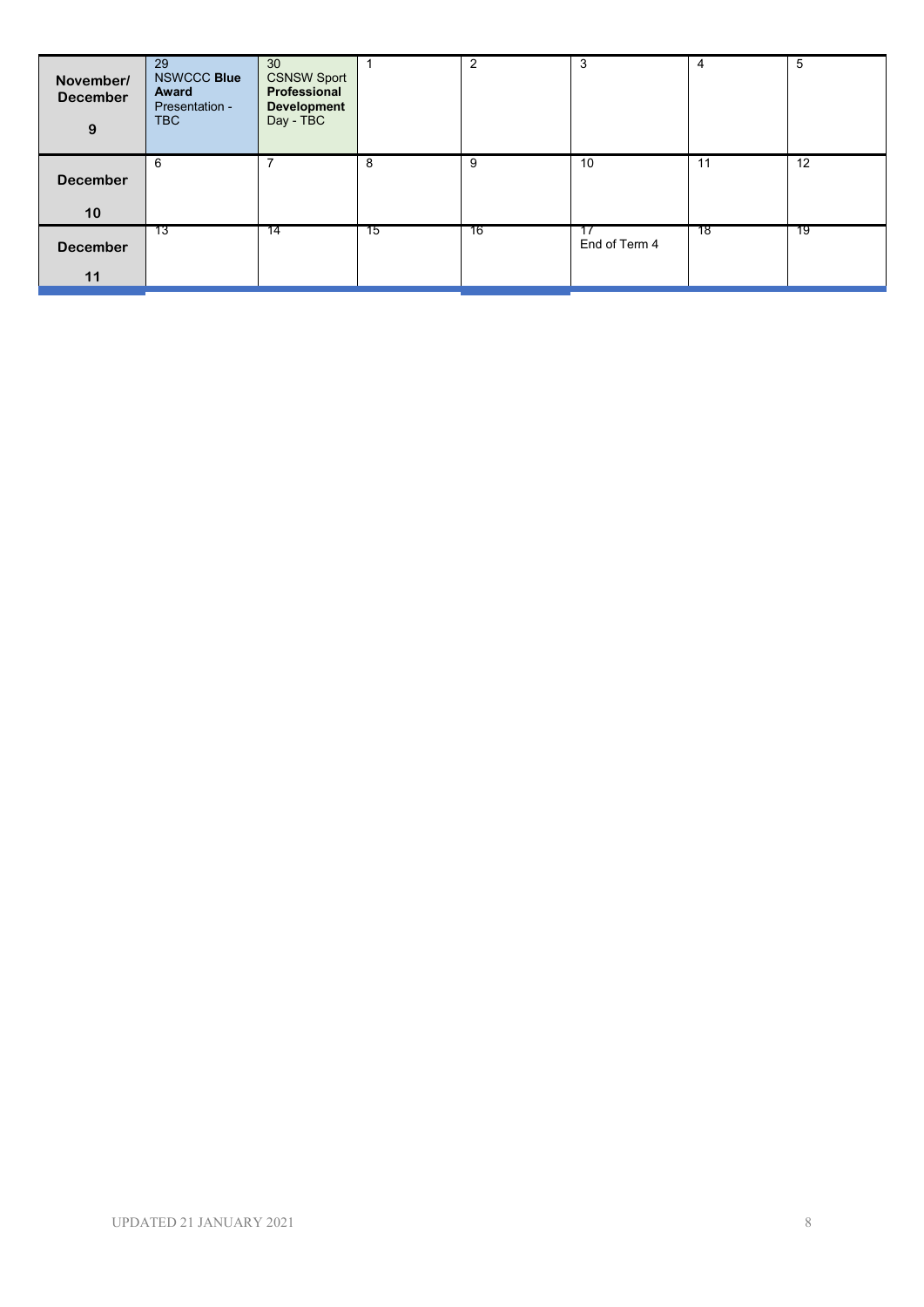| | | | | | | | |
|---|---|---|---|---|---|---|---|
| **November/ December**<br><br>**9** | 29<br>NSWCCC **Blue Award** Presentation - TBC | 30<br>CSNSW Sport **Professional Development** Day - TBC | 1 | 2 | 3 | 4 | 5 |
| **December**<br><br>**10** | 6 | 7 | 8 | 9 | 10 | 11 | 12 |
| **December**<br><br>**11** | 13 | 14 | 15 | 16 | 17<br>End of Term 4 | 18 | 19 |

UPDATED 21 JANUARY 2021